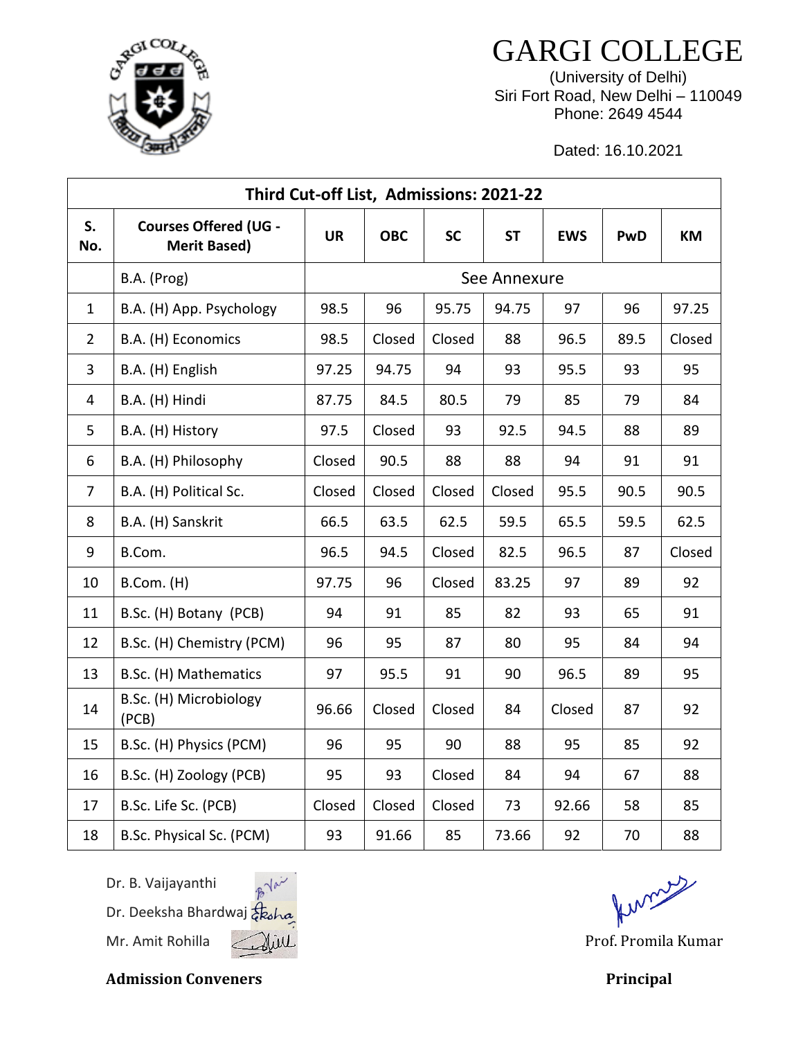# GARGI COLLEGE

(University of Delhi)
Siri Fort Road, New Delhi – 110049
Phone: 2649 4544

Dated: 16.10.2021

| Third Cut-off List, Admissions: 2021-22 | | | | | | | | |
|---|---|---|---|---|---|---|---|---|
| **S. No.** | **Courses Offered (UG - Merit Based)** | **UR** | **OBC** | **SC** | **ST** | **EWS** | **PwD** | **KM** |
| | B.A. (Prog) | See Annexure | | | | | | |
| 1 | B.A. (H) App. Psychology | 98.5 | 96 | 95.75 | 94.75 | 97 | 96 | 97.25 |
| 2 | B.A. (H) Economics | 98.5 | Closed | Closed | 88 | 96.5 | 89.5 | Closed |
| 3 | B.A. (H) English | 97.25 | 94.75 | 94 | 93 | 95.5 | 93 | 95 |
| 4 | B.A. (H) Hindi | 87.75 | 84.5 | 80.5 | 79 | 85 | 79 | 84 |
| 5 | B.A. (H) History | 97.5 | Closed | 93 | 92.5 | 94.5 | 88 | 89 |
| 6 | B.A. (H) Philosophy | Closed | 90.5 | 88 | 88 | 94 | 91 | 91 |
| 7 | B.A. (H) Political Sc. | Closed | Closed | Closed | Closed | 95.5 | 90.5 | 90.5 |
| 8 | B.A. (H) Sanskrit | 66.5 | 63.5 | 62.5 | 59.5 | 65.5 | 59.5 | 62.5 |
| 9 | B.Com. | 96.5 | 94.5 | Closed | 82.5 | 96.5 | 87 | Closed |
| 10 | B.Com. (H) | 97.75 | 96 | Closed | 83.25 | 97 | 89 | 92 |
| 11 | B.Sc. (H) Botany (PCB) | 94 | 91 | 85 | 82 | 93 | 65 | 91 |
| 12 | B.Sc. (H) Chemistry (PCM) | 96 | 95 | 87 | 80 | 95 | 84 | 94 |
| 13 | B.Sc. (H) Mathematics | 97 | 95.5 | 91 | 90 | 96.5 | 89 | 95 |
| 14 | B.Sc. (H) Microbiology (PCB) | 96.66 | Closed | Closed | 84 | Closed | 87 | 92 |
| 15 | B.Sc. (H) Physics (PCM) | 96 | 95 | 90 | 88 | 95 | 85 | 92 |
| 16 | B.Sc. (H) Zoology (PCB) | 95 | 93 | Closed | 84 | 94 | 67 | 88 |
| 17 | B.Sc. Life Sc. (PCB) | Closed | Closed | Closed | 73 | 92.66 | 58 | 85 |
| 18 | B.Sc. Physical Sc. (PCM) | 93 | 91.66 | 85 | 73.66 | 92 | 70 | 88 |

Dr. B. Vaijayanthi
Dr. Deeksha Bhardwaj
Mr. Amit Rohilla

**Admission Conveners**

Prof. Promila Kumar

**Principal**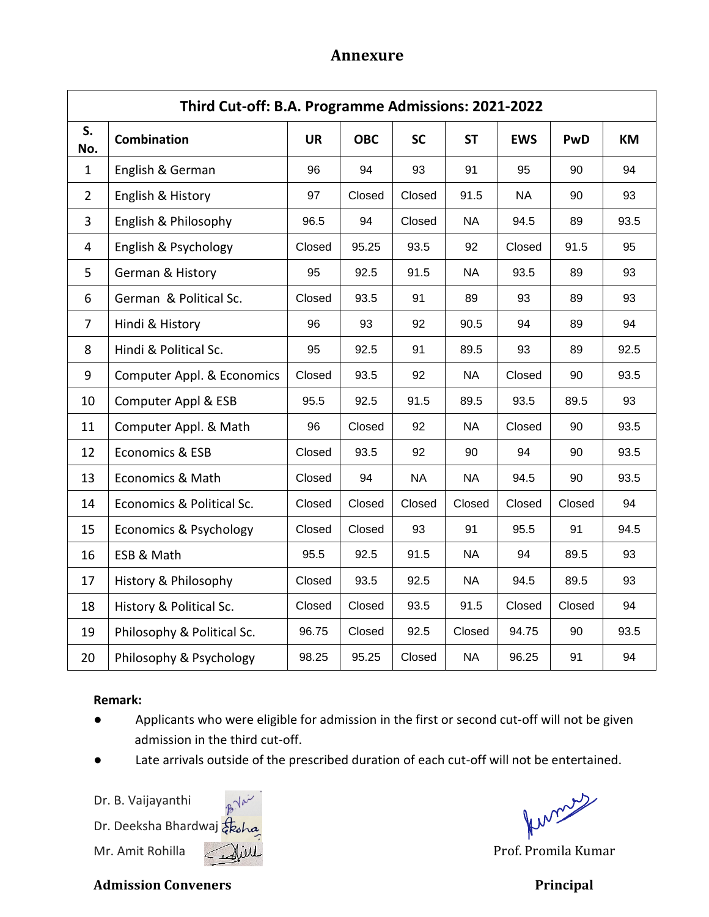# Annexure

| Third Cut-off: B.A. Programme Admissions: 2021-2022 | | | | | | | | |
|---|---|---|---|---|---|---|---|---|
| **S. No.** | **Combination** | **UR** | **OBC** | **SC** | **ST** | **EWS** | **PwD** | **KM** |
| 1 | English & German | 96 | 94 | 93 | 91 | 95 | 90 | 94 |
| 2 | English & History | 97 | Closed | Closed | 91.5 | NA | 90 | 93 |
| 3 | English & Philosophy | 96.5 | 94 | Closed | NA | 94.5 | 89 | 93.5 |
| 4 | English & Psychology | Closed | 95.25 | 93.5 | 92 | Closed | 91.5 | 95 |
| 5 | German & History | 95 | 92.5 | 91.5 | NA | 93.5 | 89 | 93 |
| 6 | German & Political Sc. | Closed | 93.5 | 91 | 89 | 93 | 89 | 93 |
| 7 | Hindi & History | 96 | 93 | 92 | 90.5 | 94 | 89 | 94 |
| 8 | Hindi & Political Sc. | 95 | 92.5 | 91 | 89.5 | 93 | 89 | 92.5 |
| 9 | Computer Appl. & Economics | Closed | 93.5 | 92 | NA | Closed | 90 | 93.5 |
| 10 | Computer Appl & ESB | 95.5 | 92.5 | 91.5 | 89.5 | 93.5 | 89.5 | 93 |
| 11 | Computer Appl. & Math | 96 | Closed | 92 | NA | Closed | 90 | 93.5 |
| 12 | Economics & ESB | Closed | 93.5 | 92 | 90 | 94 | 90 | 93.5 |
| 13 | Economics & Math | Closed | 94 | NA | NA | 94.5 | 90 | 93.5 |
| 14 | Economics & Political Sc. | Closed | Closed | Closed | Closed | Closed | Closed | 94 |
| 15 | Economics & Psychology | Closed | Closed | 93 | 91 | 95.5 | 91 | 94.5 |
| 16 | ESB & Math | 95.5 | 92.5 | 91.5 | NA | 94 | 89.5 | 93 |
| 17 | History & Philosophy | Closed | 93.5 | 92.5 | NA | 94.5 | 89.5 | 93 |
| 18 | History & Political Sc. | Closed | Closed | 93.5 | 91.5 | Closed | Closed | 94 |
| 19 | Philosophy & Political Sc. | 96.75 | Closed | 92.5 | Closed | 94.75 | 90 | 93.5 |
| 20 | Philosophy & Psychology | 98.25 | 95.25 | Closed | NA | 96.25 | 91 | 94 |

**Remark:**

- Applicants who were eligible for admission in the first or second cut-off will not be given admission in the third cut-off.
- Late arrivals outside of the prescribed duration of each cut-off will not be entertained.

Dr. B. Vaijayanthi

Dr. Deeksha Bhardwaj

Mr. Amit Rohilla

**Admission Conveners**

Prof. Promila Kumar

**Principal**